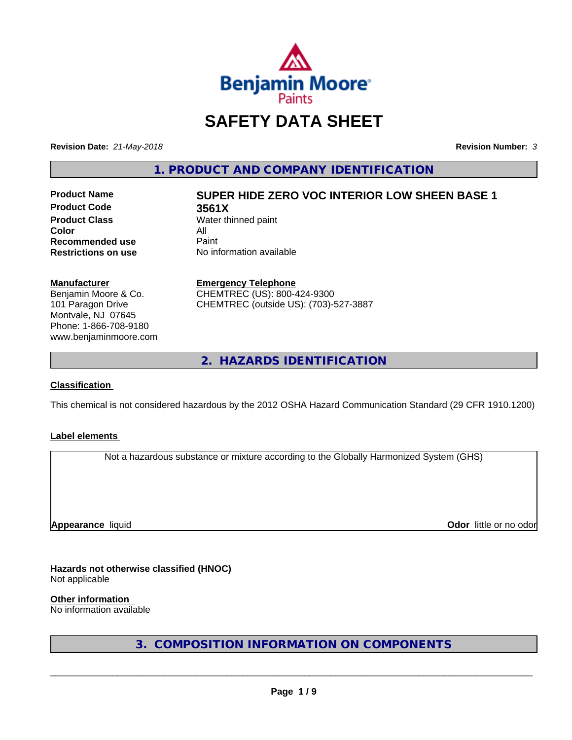# SAFETY DATA SHEET

**Revision Date:** *21-May-2018*

**Revision Number:** *3*

## 1. PRODUCT AND COMPANY IDENTIFICATION

| | |
|---|---|
| **Product Name** | **SUPER HIDE ZERO VOC INTERIOR LOW SHEEN BASE 1** |
| **Product Code** | **3561X** |
| **Product Class** | Water thinned paint |
| **Color** | All |
| **Recommended use** | Paint |
| **Restrictions on use** | No information available |

**Manufacturer**
Benjamin Moore & Co.
101 Paragon Drive
Montvale, NJ 07645
Phone: 1-866-708-9180
www.benjaminmoore.com

**Emergency Telephone**
CHEMTREC (US): 800-424-9300
CHEMTREC (outside US): (703)-527-3887

## 2. HAZARDS IDENTIFICATION

**Classification**

This chemical is not considered hazardous by the 2012 OSHA Hazard Communication Standard (29 CFR 1910.1200)

**Label elements**

Not a hazardous substance or mixture according to the Globally Harmonized System (GHS)

**Appearance** liquid

**Odor** little or no odor

**Hazards not otherwise classified (HNOC)**
Not applicable

**Other information**
No information available

## 3. COMPOSITION INFORMATION ON COMPONENTS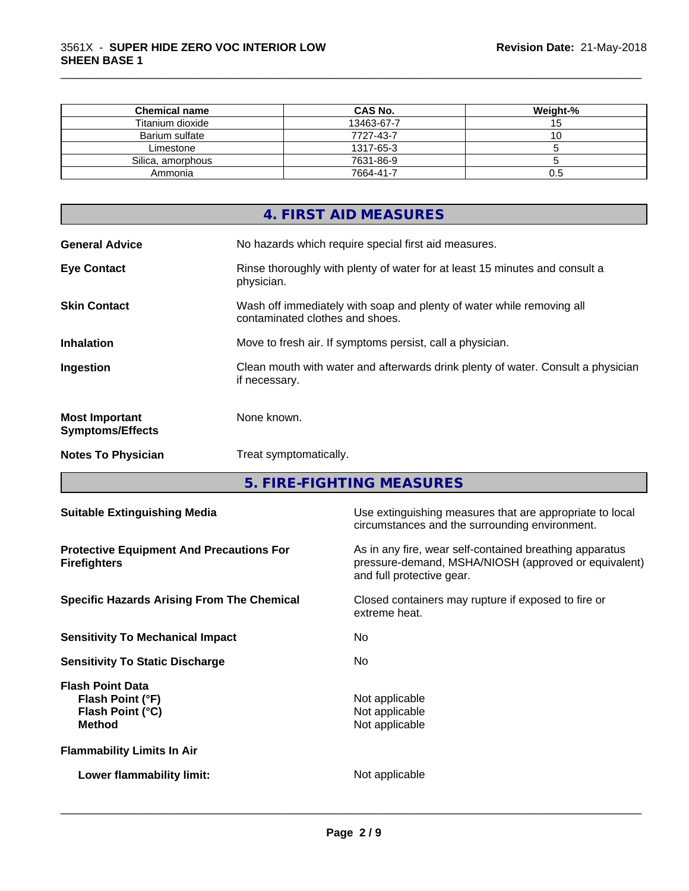| Chemical name | CAS No. | Weight-% |
| --- | --- | --- |
| Titanium dioxide | 13463-67-7 | 15 |
| Barium sulfate | 7727-43-7 | 10 |
| Limestone | 1317-65-3 | 5 |
| Silica, amorphous | 7631-86-9 | 5 |
| Ammonia | 7664-41-7 | 0.5 |

## 4. FIRST AID MEASURES

**General Advice** No hazards which require special first aid measures.

**Eye Contact** Rinse thoroughly with plenty of water for at least 15 minutes and consult a physician.

**Skin Contact** Wash off immediately with soap and plenty of water while removing all contaminated clothes and shoes.

**Inhalation** Move to fresh air. If symptoms persist, call a physician.

**Ingestion** Clean mouth with water and afterwards drink plenty of water. Consult a physician if necessary.

**Most Important Symptoms/Effects** None known.

**Notes To Physician** Treat symptomatically.

## 5. FIRE-FIGHTING MEASURES

**Suitable Extinguishing Media** Use extinguishing measures that are appropriate to local circumstances and the surrounding environment.

**Protective Equipment And Precautions For Firefighters** As in any fire, wear self-contained breathing apparatus pressure-demand, MSHA/NIOSH (approved or equivalent) and full protective gear.

**Specific Hazards Arising From The Chemical** Closed containers may rupture if exposed to fire or extreme heat.

**Sensitivity To Mechanical Impact** No

**Sensitivity To Static Discharge** No

**Flash Point Data**
**Flash Point (°F)** Not applicable
**Flash Point (°C)** Not applicable
**Method** Not applicable

**Flammability Limits In Air**

**Lower flammability limit:** Not applicable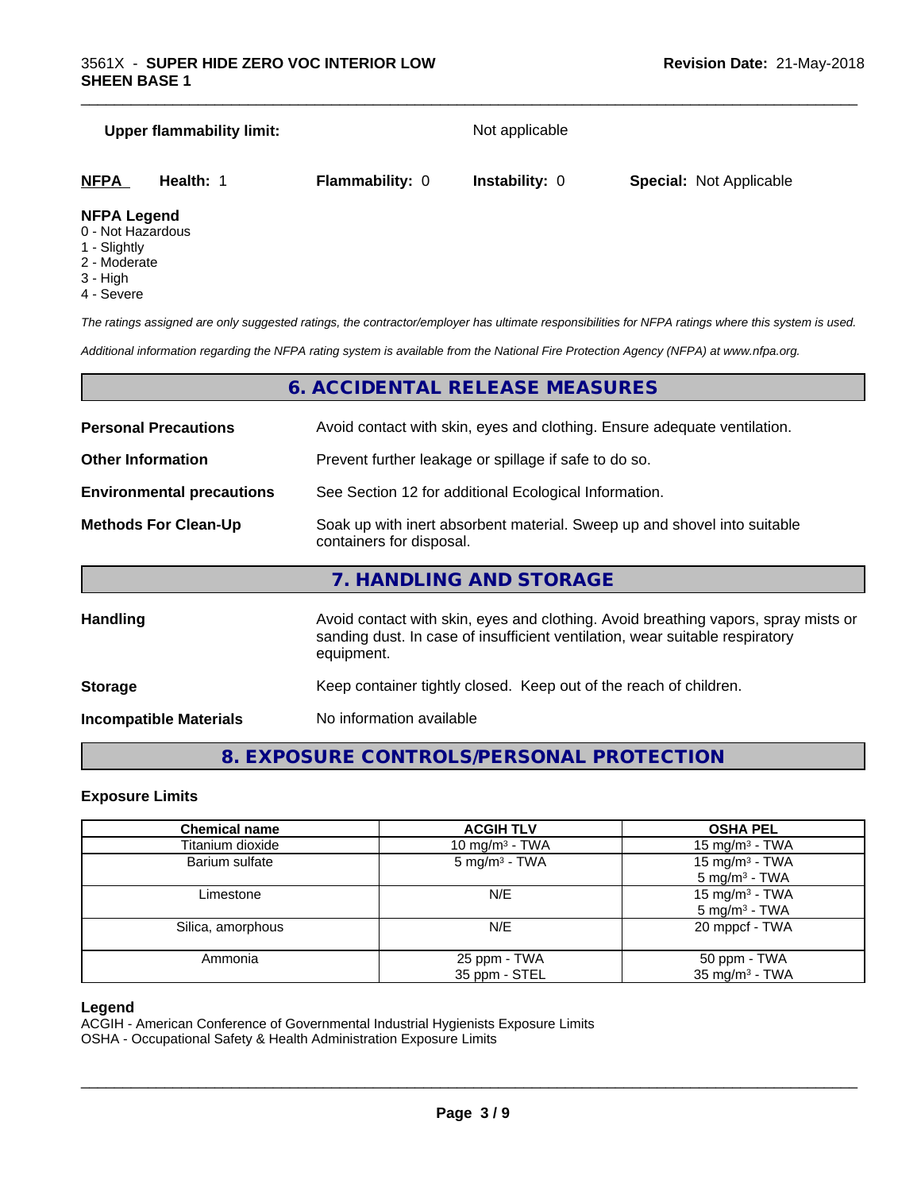**Upper flammability limit:** Not applicable

| **NFPA** | **Health:** 1 | **Flammability:** 0 | **Instability:** 0 | **Special:** Not Applicable |
|---|---|---|---|---|

**NFPA Legend**
0 - Not Hazardous
1 - Slightly
2 - Moderate
3 - High
4 - Severe

*The ratings assigned are only suggested ratings, the contractor/employer has ultimate responsibilities for NFPA ratings where this system is used.*

*Additional information regarding the NFPA rating system is available from the National Fire Protection Agency (NFPA) at www.nfpa.org.*

## 6. ACCIDENTAL RELEASE MEASURES

**Personal Precautions** Avoid contact with skin, eyes and clothing. Ensure adequate ventilation.

**Other Information** Prevent further leakage or spillage if safe to do so.

**Environmental precautions** See Section 12 for additional Ecological Information.

**Methods For Clean-Up** Soak up with inert absorbent material. Sweep up and shovel into suitable containers for disposal.

## 7. HANDLING AND STORAGE

**Handling** Avoid contact with skin, eyes and clothing. Avoid breathing vapors, spray mists or sanding dust. In case of insufficient ventilation, wear suitable respiratory equipment.

**Storage** Keep container tightly closed. Keep out of the reach of children.

**Incompatible Materials** No information available

## 8. EXPOSURE CONTROLS/PERSONAL PROTECTION

### Exposure Limits

| Chemical name | ACGIH TLV | OSHA PEL |
|---|---|---|
| Titanium dioxide | 10 mg/m³ - TWA | 15 mg/m³ - TWA |
| Barium sulfate | 5 mg/m³ - TWA | 15 mg/m³ - TWA<br>5 mg/m³ - TWA |
| Limestone | N/E | 15 mg/m³ - TWA<br>5 mg/m³ - TWA |
| Silica, amorphous | N/E | 20 mppcf - TWA |
| Ammonia | 25 ppm - TWA<br>35 ppm - STEL | 50 ppm - TWA<br>35 mg/m³ - TWA |

**Legend**
ACGIH - American Conference of Governmental Industrial Hygienists Exposure Limits
OSHA - Occupational Safety & Health Administration Exposure Limits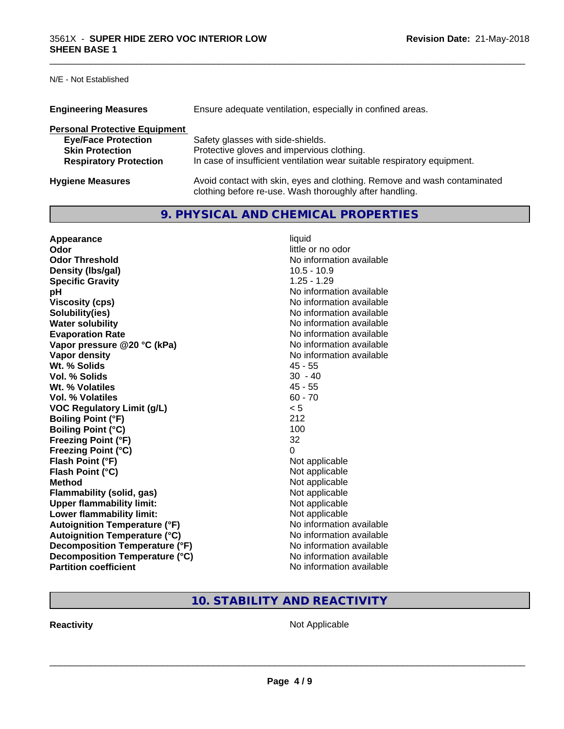N/E - Not Established

| | |
|---|---|
| **Engineering Measures** | Ensure adequate ventilation, especially in confined areas. |

**Personal Protective Equipment**

| | |
|---|---|
| **Eye/Face Protection** | Safety glasses with side-shields. |
| **Skin Protection** | Protective gloves and impervious clothing. |
| **Respiratory Protection** | In case of insufficient ventilation wear suitable respiratory equipment. |

| | |
|---|---|
| **Hygiene Measures** | Avoid contact with skin, eyes and clothing. Remove and wash contaminated clothing before re-use. Wash thoroughly after handling. |

## 9. PHYSICAL AND CHEMICAL PROPERTIES

| | |
|---|---|
| **Appearance** | liquid |
| **Odor** | little or no odor |
| **Odor Threshold** | No information available |
| **Density (lbs/gal)** | 10.5 - 10.9 |
| **Specific Gravity** | 1.25 - 1.29 |
| **pH** | No information available |
| **Viscosity (cps)** | No information available |
| **Solubility(ies)** | No information available |
| **Water solubility** | No information available |
| **Evaporation Rate** | No information available |
| **Vapor pressure @20 °C (kPa)** | No information available |
| **Vapor density** | No information available |
| **Wt. % Solids** | 45 - 55 |
| **Vol. % Solids** | 30 - 40 |
| **Wt. % Volatiles** | 45 - 55 |
| **Vol. % Volatiles** | 60 - 70 |
| **VOC Regulatory Limit (g/L)** | < 5 |
| **Boiling Point (°F)** | 212 |
| **Boiling Point (°C)** | 100 |
| **Freezing Point (°F)** | 32 |
| **Freezing Point (°C)** | 0 |
| **Flash Point (°F)** | Not applicable |
| **Flash Point (°C)** | Not applicable |
| **Method** | Not applicable |
| **Flammability (solid, gas)** | Not applicable |
| **Upper flammability limit:** | Not applicable |
| **Lower flammability limit:** | Not applicable |
| **Autoignition Temperature (°F)** | No information available |
| **Autoignition Temperature (°C)** | No information available |
| **Decomposition Temperature (°F)** | No information available |
| **Decomposition Temperature (°C)** | No information available |
| **Partition coefficient** | No information available |

## 10. STABILITY AND REACTIVITY

| | |
|---|---|
| **Reactivity** | Not Applicable |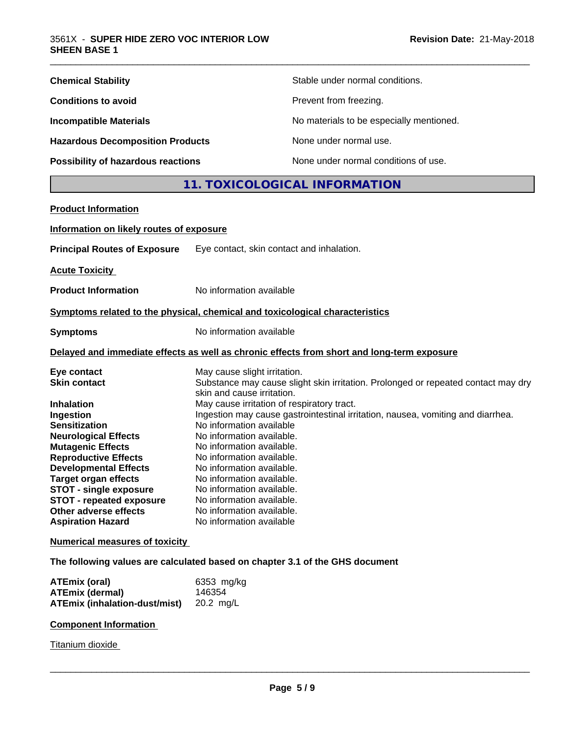| | |
|---|---|
| **Chemical Stability** | Stable under normal conditions. |
| **Conditions to avoid** | Prevent from freezing. |
| **Incompatible Materials** | No materials to be especially mentioned. |
| **Hazardous Decomposition Products** | None under normal use. |
| **Possibility of hazardous reactions** | None under normal conditions of use. |

## 11. TOXICOLOGICAL INFORMATION

**Product Information**

**Information on likely routes of exposure**

**Principal Routes of Exposure** Eye contact, skin contact and inhalation.

**Acute Toxicity**

**Product Information** No information available

**Symptoms related to the physical, chemical and toxicological characteristics**

**Symptoms** No information available

**Delayed and immediate effects as well as chronic effects from short and long-term exposure**

| | |
|---|---|
| **Eye contact** | May cause slight irritation. |
| **Skin contact** | Substance may cause slight skin irritation. Prolonged or repeated contact may dry skin and cause irritation. |
| **Inhalation** | May cause irritation of respiratory tract. |
| **Ingestion** | Ingestion may cause gastrointestinal irritation, nausea, vomiting and diarrhea. |
| **Sensitization** | No information available |
| **Neurological Effects** | No information available. |
| **Mutagenic Effects** | No information available. |
| **Reproductive Effects** | No information available. |
| **Developmental Effects** | No information available. |
| **Target organ effects** | No information available. |
| **STOT - single exposure** | No information available. |
| **STOT - repeated exposure** | No information available. |
| **Other adverse effects** | No information available. |
| **Aspiration Hazard** | No information available |

**Numerical measures of toxicity**

**The following values are calculated based on chapter 3.1 of the GHS document**

| | |
|---|---|
| **ATEmix (oral)** | 6353 mg/kg |
| **ATEmix (dermal)** | 146354 |
| **ATEmix (inhalation-dust/mist)** | 20.2 mg/L |

**Component Information**

Titanium dioxide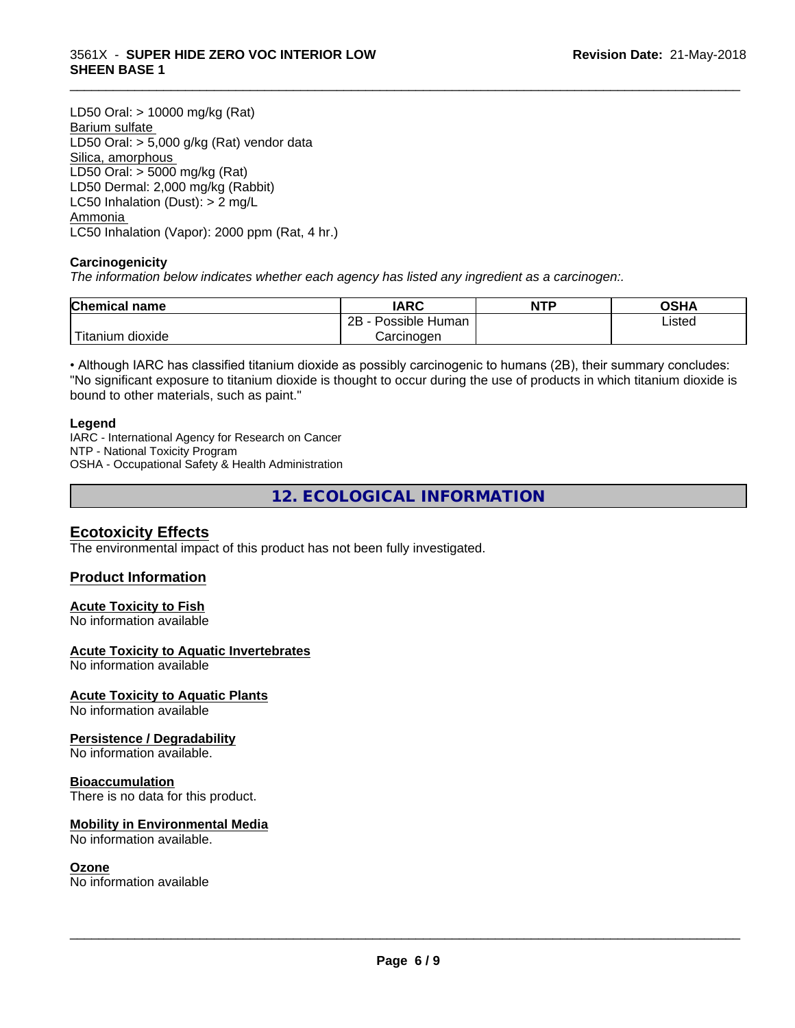LD50 Oral: > 10000 mg/kg (Rat)

Barium sulfate

LD50 Oral: > 5,000 g/kg (Rat) vendor data

Silica, amorphous

LD50 Oral: > 5000 mg/kg (Rat)

LD50 Dermal: 2,000 mg/kg (Rabbit)

LC50 Inhalation (Dust): > 2 mg/L

Ammonia

LC50 Inhalation (Vapor): 2000 ppm (Rat, 4 hr.)

**Carcinogenicity**

*The information below indicates whether each agency has listed any ingredient as a carcinogen:.*

| Chemical name | IARC | NTP | OSHA |
|---|---|---|---|
| Titanium dioxide | 2B - Possible Human Carcinogen | | Listed |

• Although IARC has classified titanium dioxide as possibly carcinogenic to humans (2B), their summary concludes: "No significant exposure to titanium dioxide is thought to occur during the use of products in which titanium dioxide is bound to other materials, such as paint."

**Legend**

IARC - International Agency for Research on Cancer
NTP - National Toxicity Program
OSHA - Occupational Safety & Health Administration

## 12. ECOLOGICAL INFORMATION

### Ecotoxicity Effects

The environmental impact of this product has not been fully investigated.

### Product Information

**Acute Toxicity to Fish**

No information available

**Acute Toxicity to Aquatic Invertebrates**

No information available

**Acute Toxicity to Aquatic Plants**

No information available

**Persistence / Degradability**

No information available.

**Bioaccumulation**

There is no data for this product.

**Mobility in Environmental Media**

No information available.

**Ozone**

No information available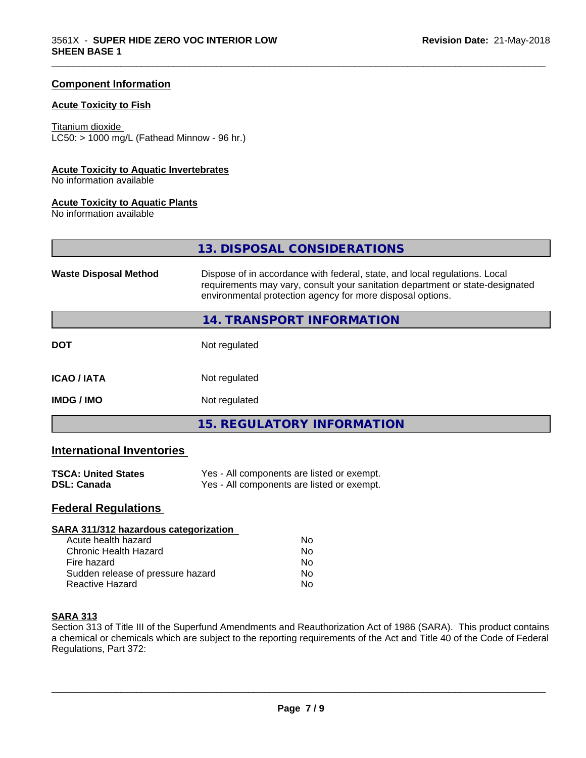## Component Information

### Acute Toxicity to Fish

Titanium dioxide
LC50: > 1000 mg/L (Fathead Minnow - 96 hr.)

### Acute Toxicity to Aquatic Invertebrates

No information available

### Acute Toxicity to Aquatic Plants

No information available

## 13. DISPOSAL CONSIDERATIONS

| | |
|---|---|
| **Waste Disposal Method** | Dispose of in accordance with federal, state, and local regulations. Local requirements may vary, consult your sanitation department or state-designated environmental protection agency for more disposal options. |

## 14. TRANSPORT INFORMATION

| | |
|---|---|
| **DOT** | Not regulated |
| **ICAO / IATA** | Not regulated |
| **IMDG / IMO** | Not regulated |

## 15. REGULATORY INFORMATION

### International Inventories

| | |
|---|---|
| **TSCA: United States** | Yes - All components are listed or exempt. |
| **DSL: Canada** | Yes - All components are listed or exempt. |

### Federal Regulations

**SARA 311/312 hazardous categorization**

| | |
|---|---|
| Acute health hazard | No |
| Chronic Health Hazard | No |
| Fire hazard | No |
| Sudden release of pressure hazard | No |
| Reactive Hazard | No |

**SARA 313**

Section 313 of Title III of the Superfund Amendments and Reauthorization Act of 1986 (SARA). This product contains a chemical or chemicals which are subject to the reporting requirements of the Act and Title 40 of the Code of Federal Regulations, Part 372: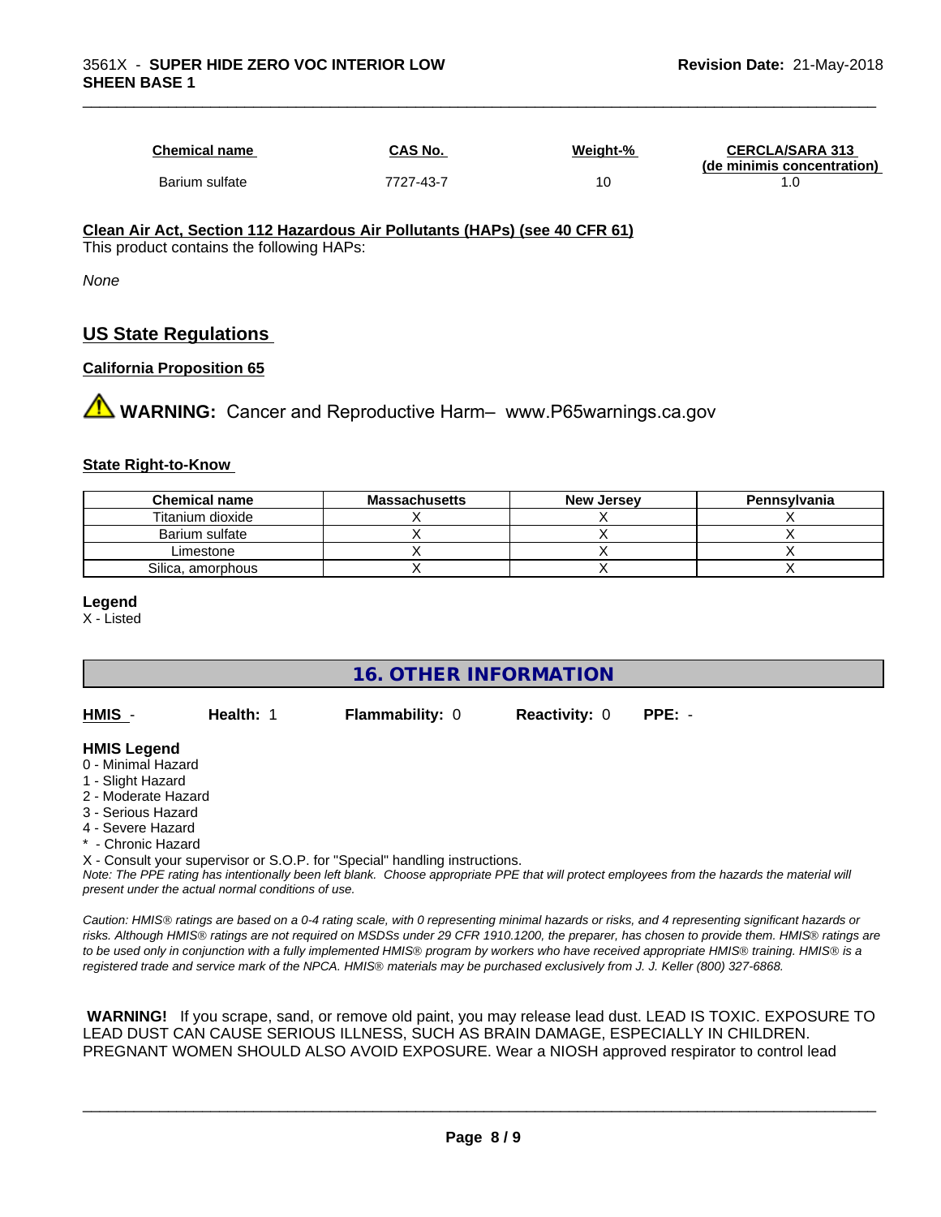| Chemical name | CAS No. | Weight-% | CERCLA/SARA 313 (de minimis concentration) |
|---|---|---|---|
| Barium sulfate | 7727-43-7 | 10 | 1.0 |

**Clean Air Act, Section 112 Hazardous Air Pollutants (HAPs) (see 40 CFR 61)**

This product contains the following HAPs:

*None*

## US State Regulations

**California Proposition 65**

⚠ **WARNING:** Cancer and Reproductive Harm– www.P65warnings.ca.gov

**State Right-to-Know**

| Chemical name | Massachusetts | New Jersey | Pennsylvania |
|---|---|---|---|
| Titanium dioxide | X | X | X |
| Barium sulfate | X | X | X |
| Limestone | X | X | X |
| Silica, amorphous | X | X | X |

**Legend**

X - Listed

## 16. OTHER INFORMATION

**HMIS** - **Health:** 1 **Flammability:** 0 **Reactivity:** 0 **PPE:** -

**HMIS Legend**

0 - Minimal Hazard
1 - Slight Hazard
2 - Moderate Hazard
3 - Serious Hazard
4 - Severe Hazard
* - Chronic Hazard
X - Consult your supervisor or S.O.P. for "Special" handling instructions.

*Note: The PPE rating has intentionally been left blank. Choose appropriate PPE that will protect employees from the hazards the material will present under the actual normal conditions of use.*

*Caution: HMIS® ratings are based on a 0-4 rating scale, with 0 representing minimal hazards or risks, and 4 representing significant hazards or risks. Although HMIS® ratings are not required on MSDSs under 29 CFR 1910.1200, the preparer, has chosen to provide them. HMIS® ratings are to be used only in conjunction with a fully implemented HMIS® program by workers who have received appropriate HMIS® training. HMIS® is a registered trade and service mark of the NPCA. HMIS® materials may be purchased exclusively from J. J. Keller (800) 327-6868.*

**WARNING!** If you scrape, sand, or remove old paint, you may release lead dust. LEAD IS TOXIC. EXPOSURE TO LEAD DUST CAN CAUSE SERIOUS ILLNESS, SUCH AS BRAIN DAMAGE, ESPECIALLY IN CHILDREN. PREGNANT WOMEN SHOULD ALSO AVOID EXPOSURE. Wear a NIOSH approved respirator to control lead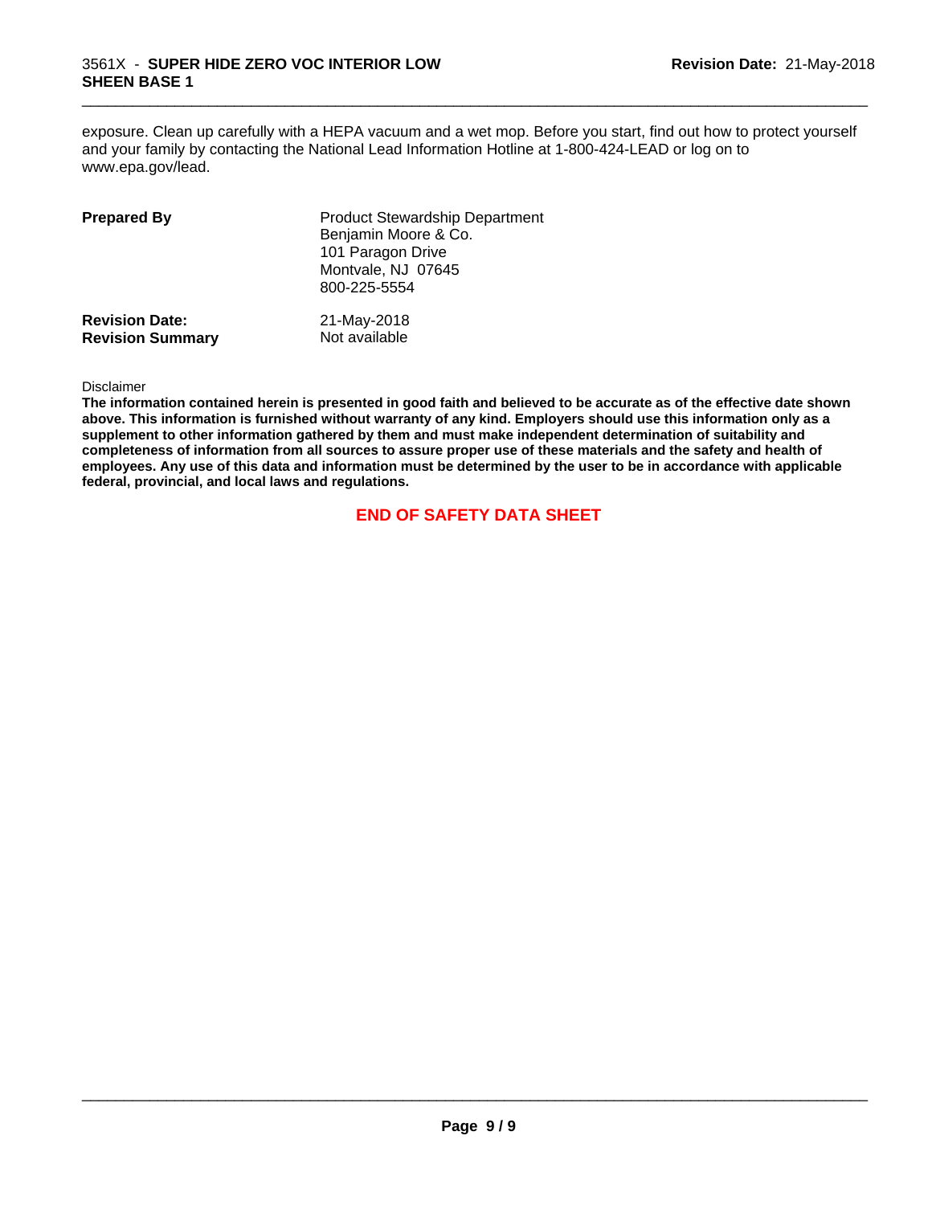exposure. Clean up carefully with a HEPA vacuum and a wet mop. Before you start, find out how to protect yourself and your family by contacting the National Lead Information Hotline at 1-800-424-LEAD or log on to www.epa.gov/lead.

| | |
|---|---|
| **Prepared By** | Product Stewardship Department<br>Benjamin Moore & Co.<br>101 Paragon Drive<br>Montvale, NJ 07645<br>800-225-5554 |
| **Revision Date:** | 21-May-2018 |
| **Revision Summary** | Not available |

Disclaimer

**The information contained herein is presented in good faith and believed to be accurate as of the effective date shown above. This information is furnished without warranty of any kind. Employers should use this information only as a supplement to other information gathered by them and must make independent determination of suitability and completeness of information from all sources to assure proper use of these materials and the safety and health of employees. Any use of this data and information must be determined by the user to be in accordance with applicable federal, provincial, and local laws and regulations.**

**END OF SAFETY DATA SHEET**